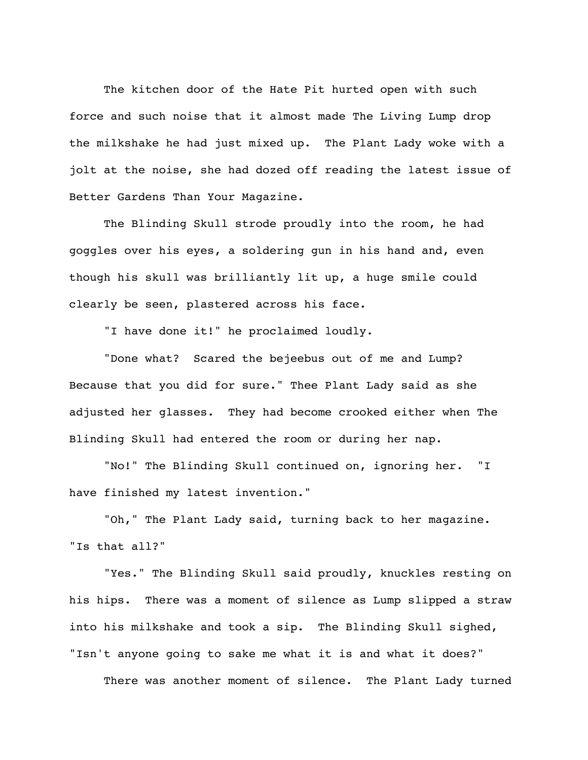The kitchen door of the Hate Pit hurted open with such force and such noise that it almost made The Living Lump drop the milkshake he had just mixed up. The Plant Lady woke with a jolt at the noise, she had dozed off reading the latest issue of Better Gardens Than Your Magazine.

The Blinding Skull strode proudly into the room, he had goggles over his eyes, a soldering gun in his hand and, even though his skull was brilliantly lit up, a huge smile could clearly be seen, plastered across his face.

"I have done it!" he proclaimed loudly.

"Done what? Scared the bejeebus out of me and Lump? Because that you did for sure." Thee Plant Lady said as she adjusted her glasses. They had become crooked either when The Blinding Skull had entered the room or during her nap.

"No!" The Blinding Skull continued on, ignoring her. "I have finished my latest invention."

"Oh," The Plant Lady said, turning back to her magazine. "Is that all?"

"Yes." The Blinding Skull said proudly, knuckles resting on his hips. There was a moment of silence as Lump slipped a straw into his milkshake and took a sip. The Blinding Skull sighed, "Isn't anyone going to sake me what it is and what it does?"

There was another moment of silence. The Plant Lady turned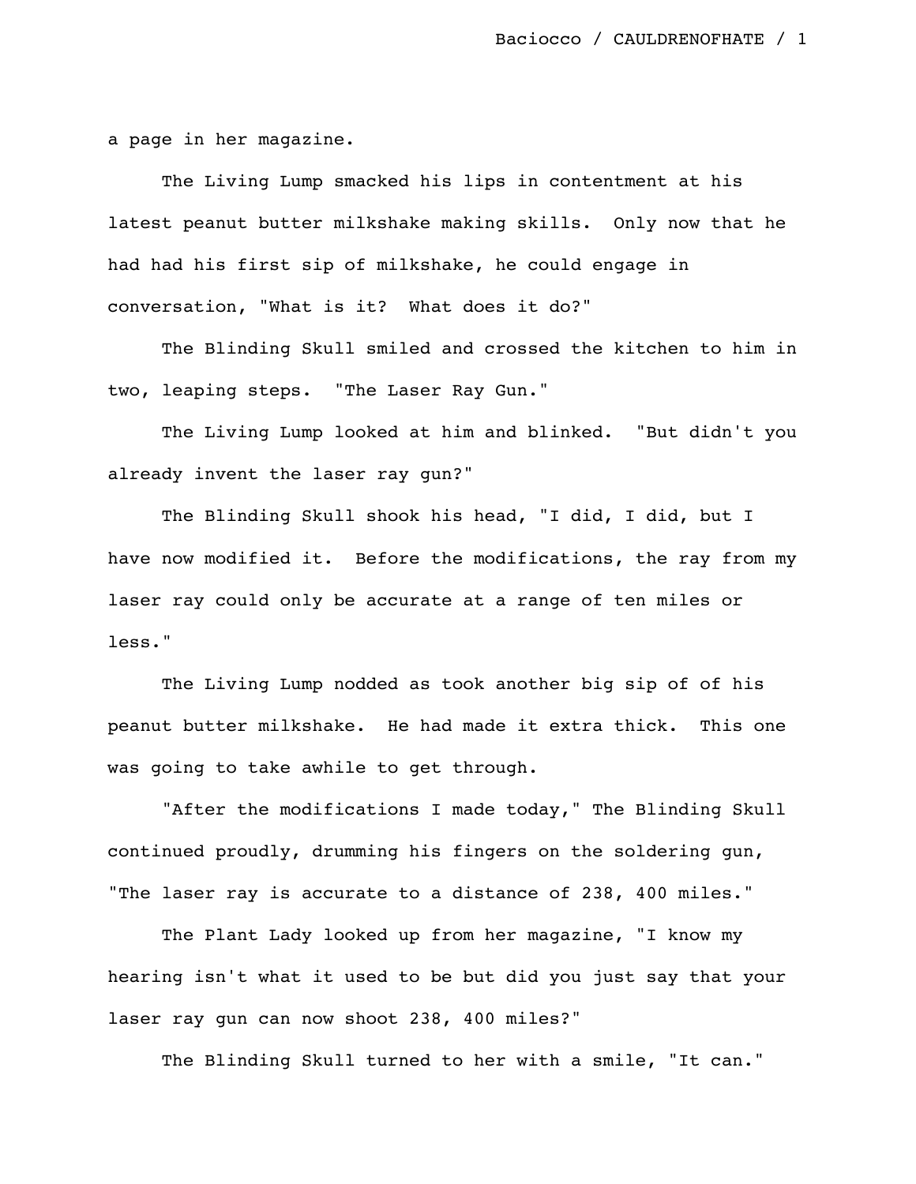a page in her magazine.

The Living Lump smacked his lips in contentment at his latest peanut butter milkshake making skills. Only now that he had had his first sip of milkshake, he could engage in conversation, "What is it? What does it do?"

The Blinding Skull smiled and crossed the kitchen to him in two, leaping steps. "The Laser Ray Gun."

The Living Lump looked at him and blinked. "But didn't you already invent the laser ray gun?"

The Blinding Skull shook his head, "I did, I did, but I have now modified it. Before the modifications, the ray from my laser ray could only be accurate at a range of ten miles or less."

The Living Lump nodded as took another big sip of of his peanut butter milkshake. He had made it extra thick. This one was going to take awhile to get through.

"After the modifications I made today," The Blinding Skull continued proudly, drumming his fingers on the soldering gun, "The laser ray is accurate to a distance of 238, 400 miles."

The Plant Lady looked up from her magazine, "I know my hearing isn't what it used to be but did you just say that your laser ray gun can now shoot 238, 400 miles?"

The Blinding Skull turned to her with a smile, "It can."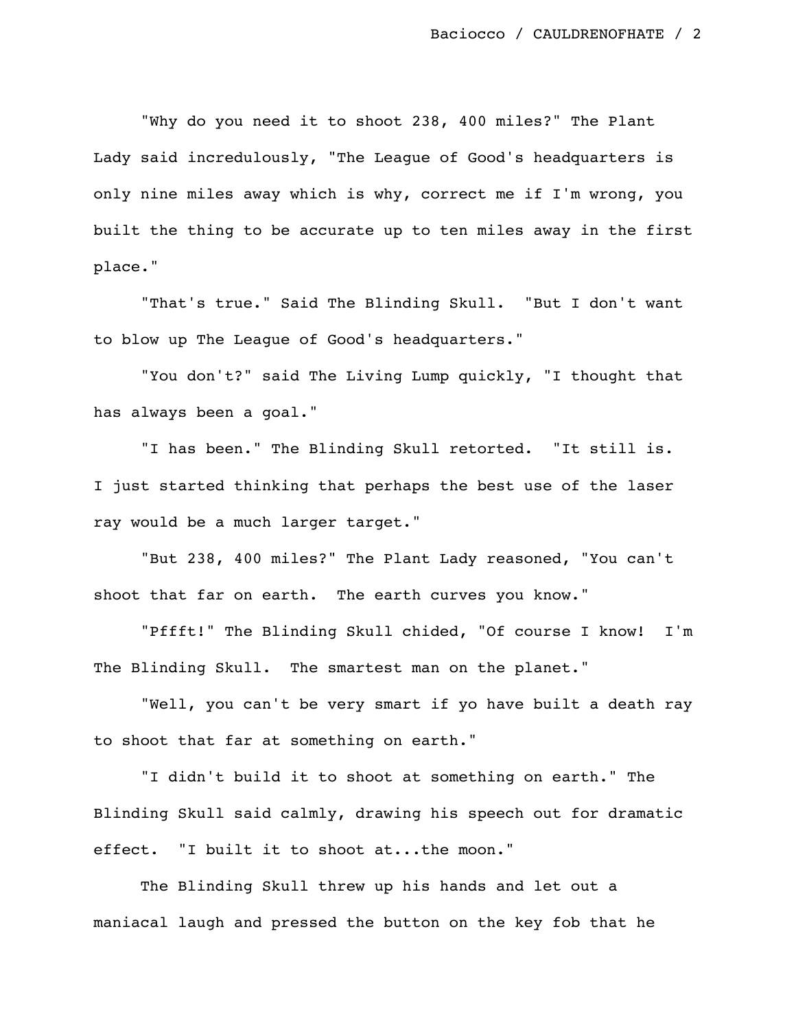"Why do you need it to shoot 238, 400 miles?" The Plant Lady said incredulously, "The League of Good's headquarters is only nine miles away which is why, correct me if I'm wrong, you built the thing to be accurate up to ten miles away in the first place."

"That's true." Said The Blinding Skull. "But I don't want to blow up The League of Good's headquarters."

"You don't?" said The Living Lump quickly, "I thought that has always been a goal."

"I has been." The Blinding Skull retorted. "It still is. I just started thinking that perhaps the best use of the laser ray would be a much larger target."

"But 238, 400 miles?" The Plant Lady reasoned, "You can't shoot that far on earth. The earth curves you know."

"Pffft!" The Blinding Skull chided, "Of course I know! I'm The Blinding Skull. The smartest man on the planet."

"Well, you can't be very smart if yo have built a death ray to shoot that far at something on earth."

"I didn't build it to shoot at something on earth." The Blinding Skull said calmly, drawing his speech out for dramatic effect. "I built it to shoot at...the moon."

The Blinding Skull threw up his hands and let out a maniacal laugh and pressed the button on the key fob that he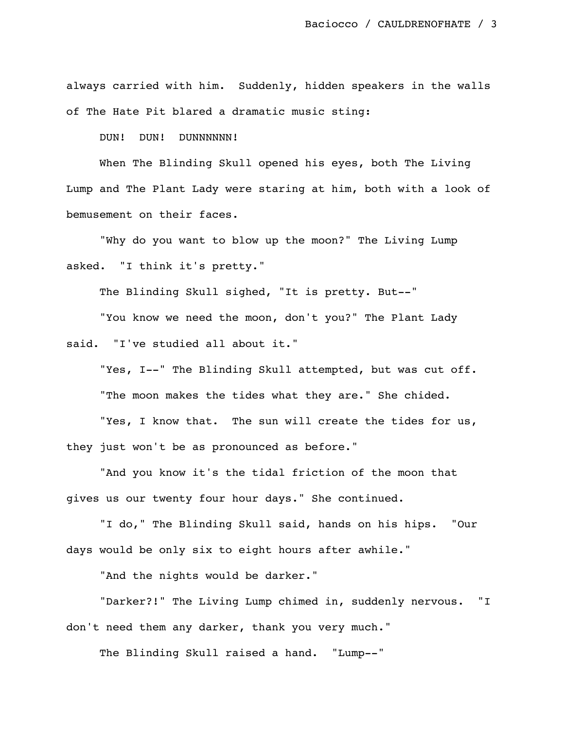always carried with him. Suddenly, hidden speakers in the walls of The Hate Pit blared a dramatic music sting:

DUN! DUN! DUNNNNNNN!

When The Blinding Skull opened his eyes, both The Living Lump and The Plant Lady were staring at him, both with a look of bemusement on their faces.

"Why do you want to blow up the moon?" The Living Lump asked. "I think it's pretty."

The Blinding Skull sighed, "It is pretty. But--"

"You know we need the moon, don't you?" The Plant Lady said. "I've studied all about it."

"Yes, I--" The Blinding Skull attempted, but was cut off.

"The moon makes the tides what they are." She chided.

"Yes, I know that. The sun will create the tides for us, they just won't be as pronounced as before."

"And you know it's the tidal friction of the moon that gives us our twenty four hour days." She continued.

"I do," The Blinding Skull said, hands on his hips. "Our days would be only six to eight hours after awhile."

"And the nights would be darker."

"Darker?!" The Living Lump chimed in, suddenly nervous. "I don't need them any darker, thank you very much."

The Blinding Skull raised a hand. "Lump--"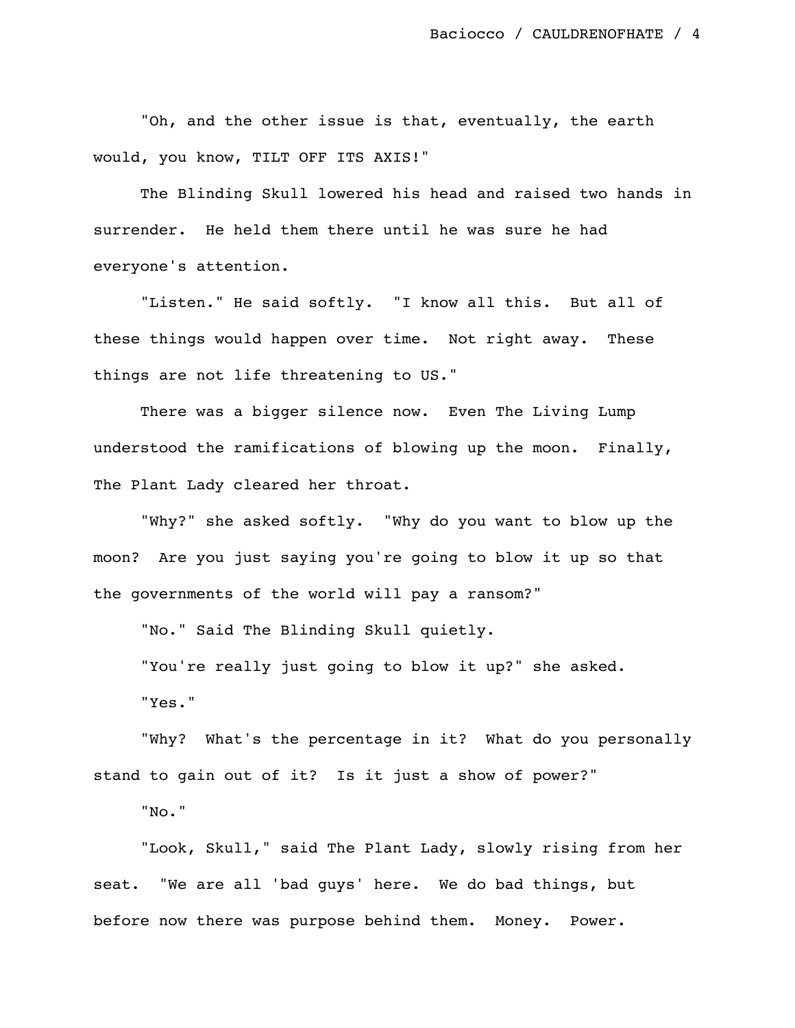"Oh, and the other issue is that, eventually, the earth would, you know, TILT OFF ITS AXIS!"

The Blinding Skull lowered his head and raised two hands in surrender. He held them there until he was sure he had everyone's attention.

"Listen." He said softly. "I know all this. But all of these things would happen over time. Not right away. These things are not life threatening to US."

There was a bigger silence now. Even The Living Lump understood the ramifications of blowing up the moon. Finally, The Plant Lady cleared her throat.

"Why?" she asked softly. "Why do you want to blow up the moon? Are you just saying you're going to blow it up so that the governments of the world will pay a ransom?"

"No." Said The Blinding Skull quietly.

"You're really just going to blow it up?" she asked.

"Yes."

"Why? What's the percentage in it? What do you personally stand to gain out of it? Is it just a show of power?"

"No."

"Look, Skull," said The Plant Lady, slowly rising from her seat. "We are all 'bad guys' here. We do bad things, but before now there was purpose behind them. Money. Power.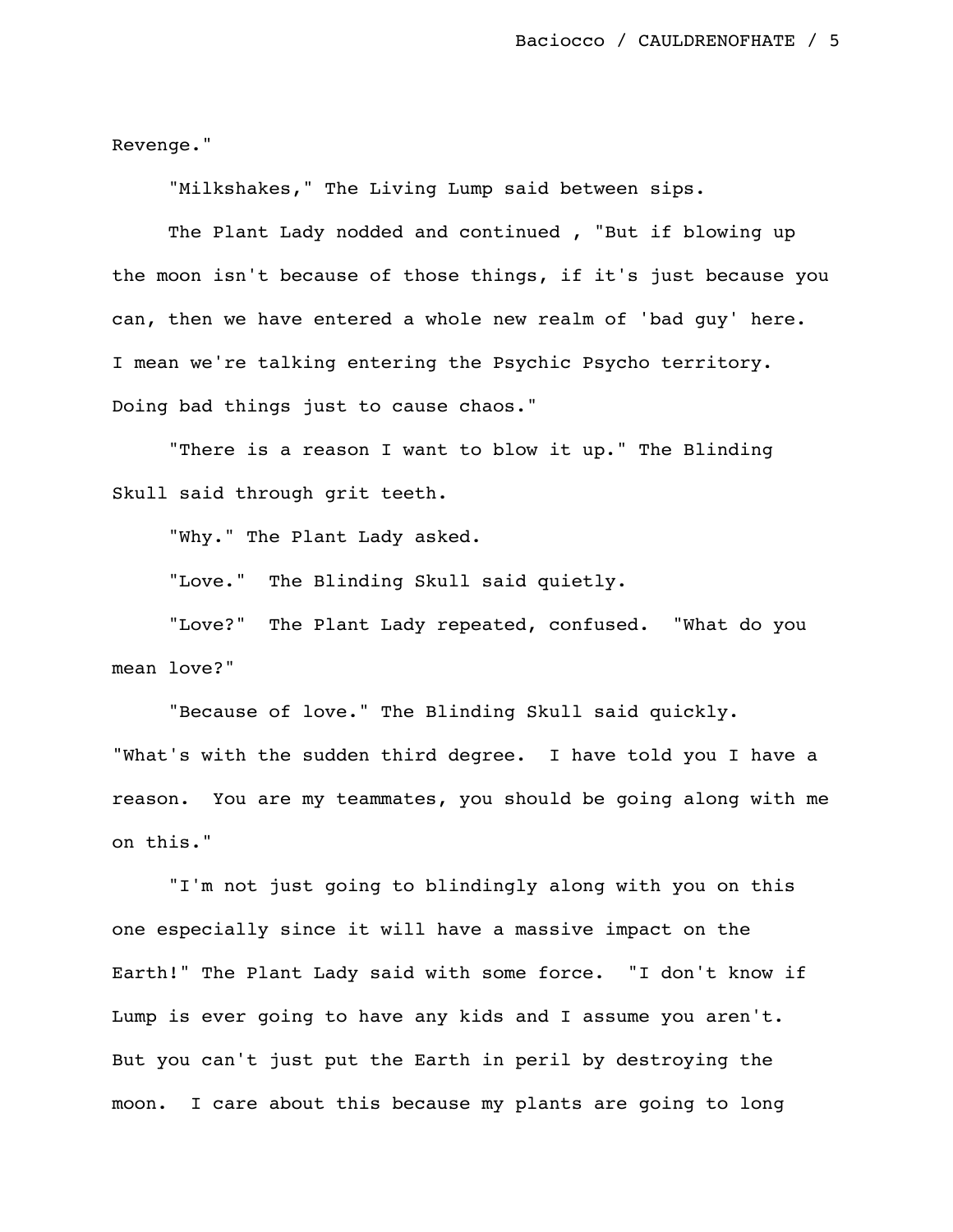Revenge."

"Milkshakes," The Living Lump said between sips.

The Plant Lady nodded and continued , "But if blowing up the moon isn't because of those things, if it's just because you can, then we have entered a whole new realm of 'bad guy' here. I mean we're talking entering the Psychic Psycho territory. Doing bad things just to cause chaos."

"There is a reason I want to blow it up." The Blinding Skull said through grit teeth.

"Why." The Plant Lady asked.

"Love." The Blinding Skull said quietly.

"Love?" The Plant Lady repeated, confused. "What do you mean love?"

"Because of love." The Blinding Skull said quickly. "What's with the sudden third degree. I have told you I have a reason. You are my teammates, you should be going along with me on this."

"I'm not just going to blindingly along with you on this one especially since it will have a massive impact on the Earth!" The Plant Lady said with some force. "I don't know if Lump is ever going to have any kids and I assume you aren't. But you can't just put the Earth in peril by destroying the moon. I care about this because my plants are going to long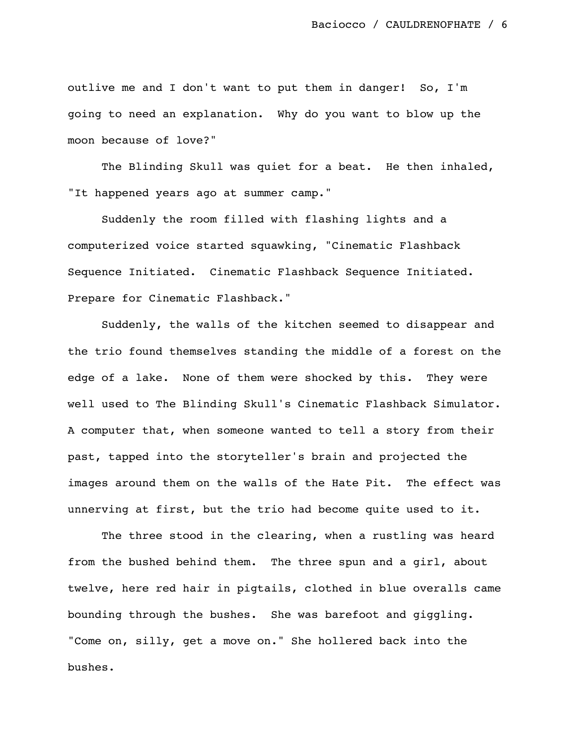outlive me and I don't want to put them in danger! So, I'm going to need an explanation. Why do you want to blow up the moon because of love?"

The Blinding Skull was quiet for a beat. He then inhaled, "It happened years ago at summer camp."

Suddenly the room filled with flashing lights and a computerized voice started squawking, "Cinematic Flashback Sequence Initiated. Cinematic Flashback Sequence Initiated. Prepare for Cinematic Flashback."

Suddenly, the walls of the kitchen seemed to disappear and the trio found themselves standing the middle of a forest on the edge of a lake. None of them were shocked by this. They were well used to The Blinding Skull's Cinematic Flashback Simulator. A computer that, when someone wanted to tell a story from their past, tapped into the storyteller's brain and projected the images around them on the walls of the Hate Pit. The effect was unnerving at first, but the trio had become quite used to it.

The three stood in the clearing, when a rustling was heard from the bushed behind them. The three spun and a girl, about twelve, here red hair in pigtails, clothed in blue overalls came bounding through the bushes. She was barefoot and giggling. "Come on, silly, get a move on." She hollered back into the bushes.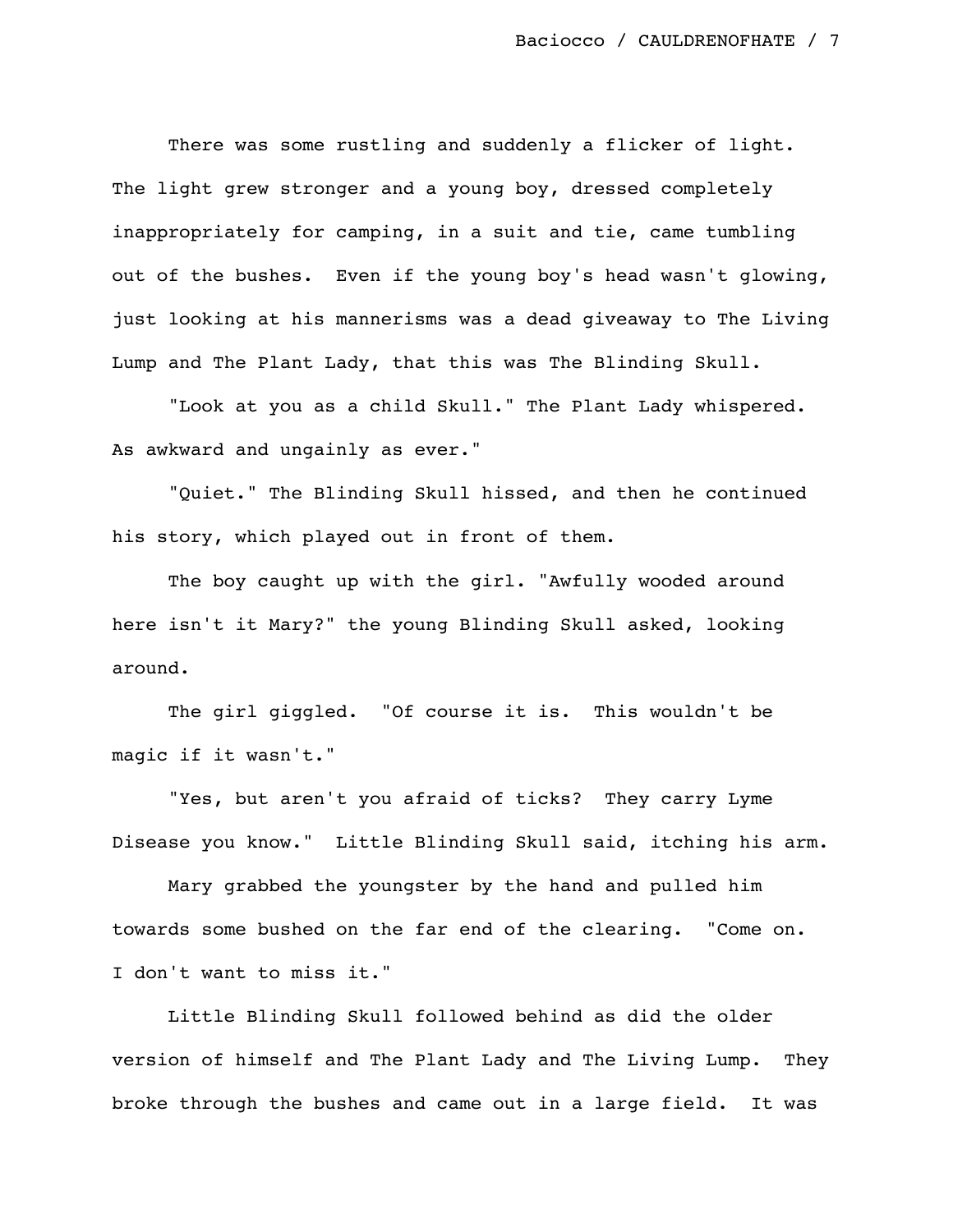There was some rustling and suddenly a flicker of light. The light grew stronger and a young boy, dressed completely inappropriately for camping, in a suit and tie, came tumbling out of the bushes.  Even if the young boy's head wasn't glowing, just looking at his mannerisms was a dead giveaway to The Living Lump and The Plant Lady, that this was The Blinding Skull.

"Look at you as a child Skull." The Plant Lady whispered. As awkward and ungainly as ever."

"Quiet." The Blinding Skull hissed, and then he continued his story, which played out in front of them.

The boy caught up with the girl. "Awfully wooded around here isn't it Mary?" the young Blinding Skull asked, looking around.

The girl giggled.  "Of course it is.  This wouldn't be magic if it wasn't."

"Yes, but aren't you afraid of ticks?  They carry Lyme Disease you know."  Little Blinding Skull said, itching his arm.

Mary grabbed the youngster by the hand and pulled him towards some bushed on the far end of the clearing.  "Come on. I don't want to miss it."

Little Blinding Skull followed behind as did the older version of himself and The Plant Lady and The Living Lump.  They broke through the bushes and came out in a large field.  It was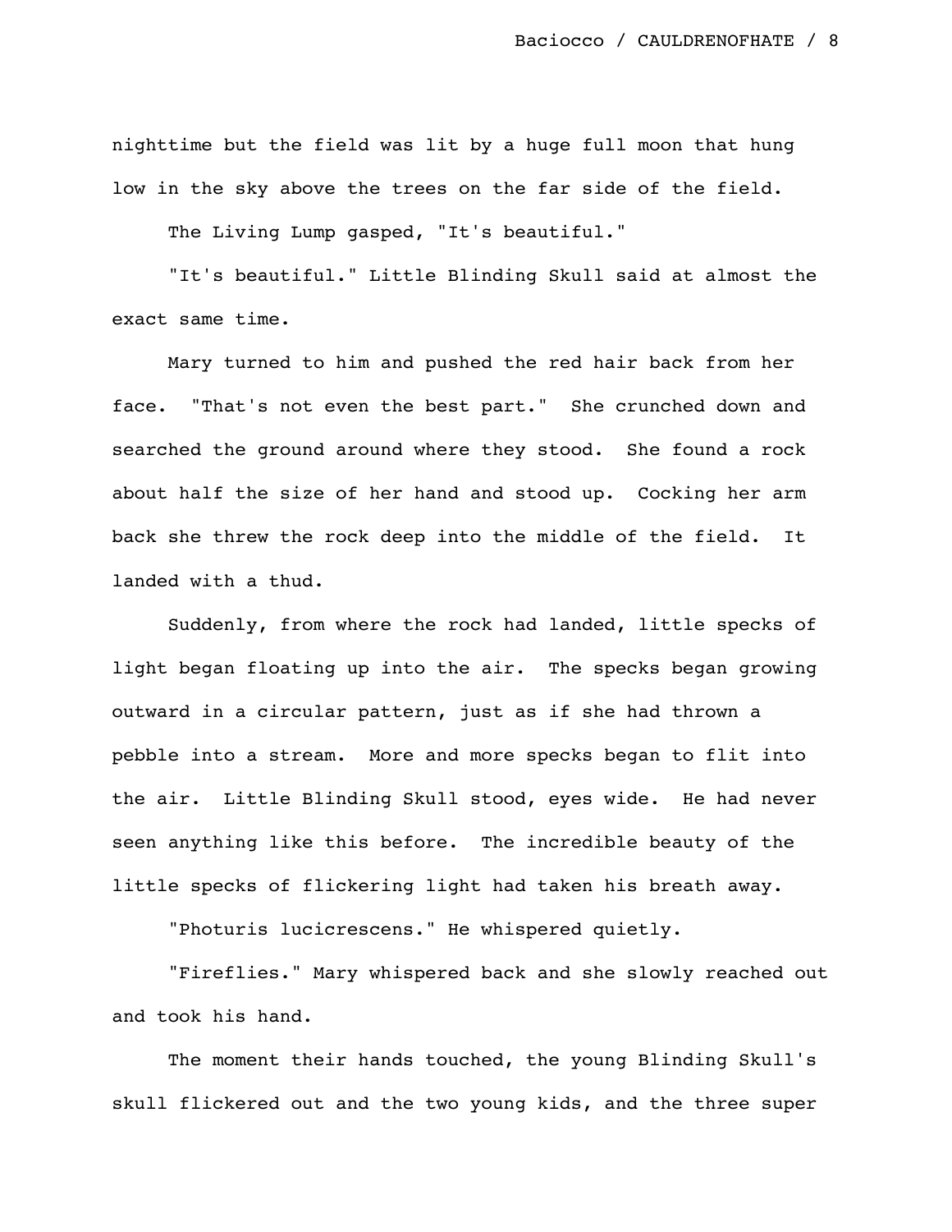nighttime but the field was lit by a huge full moon that hung low in the sky above the trees on the far side of the field.

The Living Lump gasped, "It's beautiful."

"It's beautiful." Little Blinding Skull said at almost the exact same time.

Mary turned to him and pushed the red hair back from her face. "That's not even the best part." She crunched down and searched the ground around where they stood. She found a rock about half the size of her hand and stood up. Cocking her arm back she threw the rock deep into the middle of the field. It landed with a thud.

Suddenly, from where the rock had landed, little specks of light began floating up into the air. The specks began growing outward in a circular pattern, just as if she had thrown a pebble into a stream. More and more specks began to flit into the air. Little Blinding Skull stood, eyes wide. He had never seen anything like this before. The incredible beauty of the little specks of flickering light had taken his breath away.

"Photuris lucicrescens." He whispered quietly.

"Fireflies." Mary whispered back and she slowly reached out and took his hand.

The moment their hands touched, the young Blinding Skull's skull flickered out and the two young kids, and the three super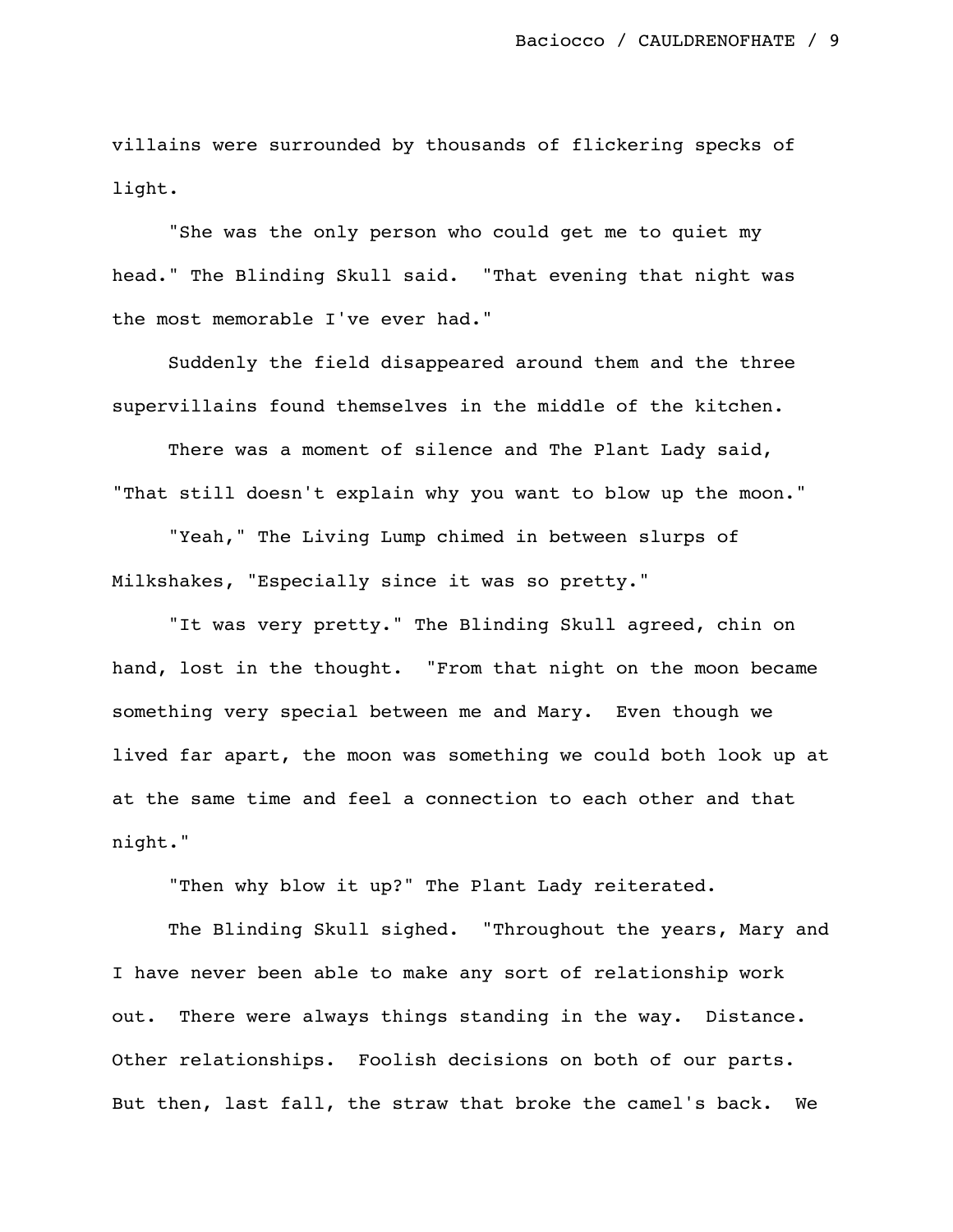villains were surrounded by thousands of flickering specks of light.

"She was the only person who could get me to quiet my head." The Blinding Skull said.  "That evening that night was the most memorable I've ever had."

Suddenly the field disappeared around them and the three supervillains found themselves in the middle of the kitchen.

There was a moment of silence and The Plant Lady said, "That still doesn't explain why you want to blow up the moon."

"Yeah," The Living Lump chimed in between slurps of Milkshakes, "Especially since it was so pretty."

"It was very pretty." The Blinding Skull agreed, chin on hand, lost in the thought.  "From that night on the moon became something very special between me and Mary.  Even though we lived far apart, the moon was something we could both look up at at the same time and feel a connection to each other and that night."

"Then why blow it up?" The Plant Lady reiterated.

The Blinding Skull sighed.  "Throughout the years, Mary and I have never been able to make any sort of relationship work out.  There were always things standing in the way.  Distance. Other relationships.  Foolish decisions on both of our parts. But then, last fall, the straw that broke the camel's back.  We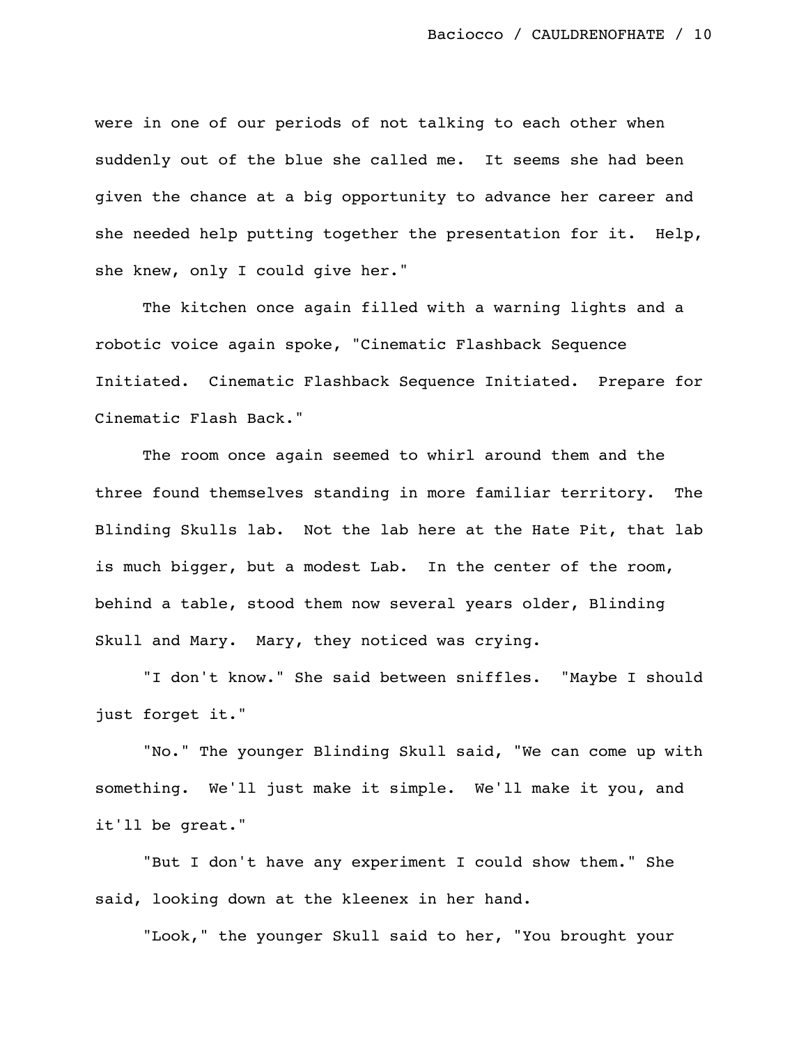were in one of our periods of not talking to each other when suddenly out of the blue she called me. It seems she had been given the chance at a big opportunity to advance her career and she needed help putting together the presentation for it. Help, she knew, only I could give her."

The kitchen once again filled with a warning lights and a robotic voice again spoke, "Cinematic Flashback Sequence Initiated. Cinematic Flashback Sequence Initiated. Prepare for Cinematic Flash Back."

The room once again seemed to whirl around them and the three found themselves standing in more familiar territory. The Blinding Skulls lab. Not the lab here at the Hate Pit, that lab is much bigger, but a modest Lab. In the center of the room, behind a table, stood them now several years older, Blinding Skull and Mary. Mary, they noticed was crying.

"I don't know." She said between sniffles. "Maybe I should just forget it."

"No." The younger Blinding Skull said, "We can come up with something. We'll just make it simple. We'll make it you, and it'll be great."

"But I don't have any experiment I could show them." She said, looking down at the kleenex in her hand.

"Look," the younger Skull said to her, "You brought your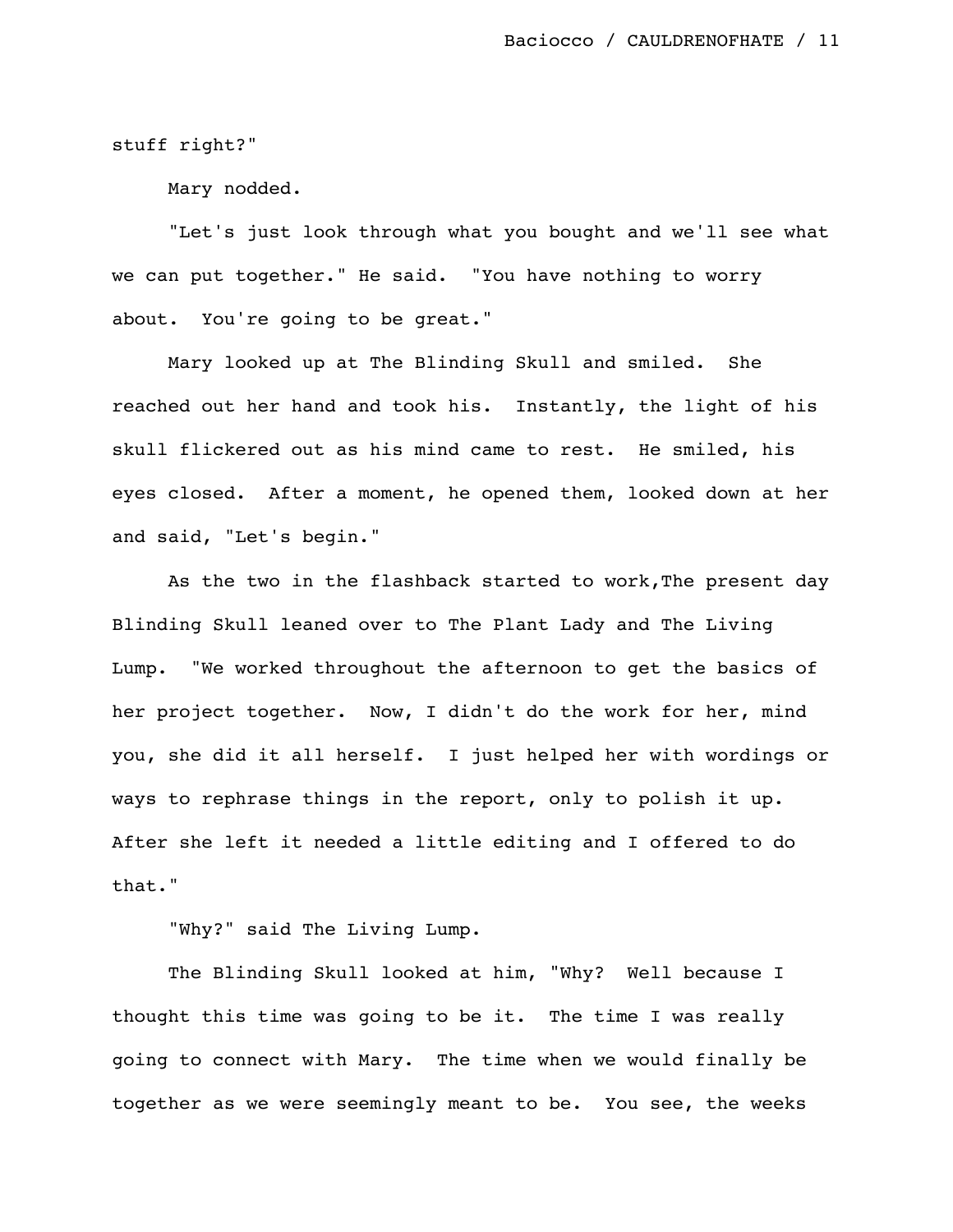stuff right?"

Mary nodded.

"Let's just look through what you bought and we'll see what we can put together." He said. "You have nothing to worry about. You're going to be great."

Mary looked up at The Blinding Skull and smiled. She reached out her hand and took his. Instantly, the light of his skull flickered out as his mind came to rest. He smiled, his eyes closed. After a moment, he opened them, looked down at her and said, "Let's begin."

As the two in the flashback started to work,The present day Blinding Skull leaned over to The Plant Lady and The Living Lump. "We worked throughout the afternoon to get the basics of her project together. Now, I didn't do the work for her, mind you, she did it all herself. I just helped her with wordings or ways to rephrase things in the report, only to polish it up. After she left it needed a little editing and I offered to do that."

"Why?" said The Living Lump.

The Blinding Skull looked at him, "Why? Well because I thought this time was going to be it. The time I was really going to connect with Mary. The time when we would finally be together as we were seemingly meant to be. You see, the weeks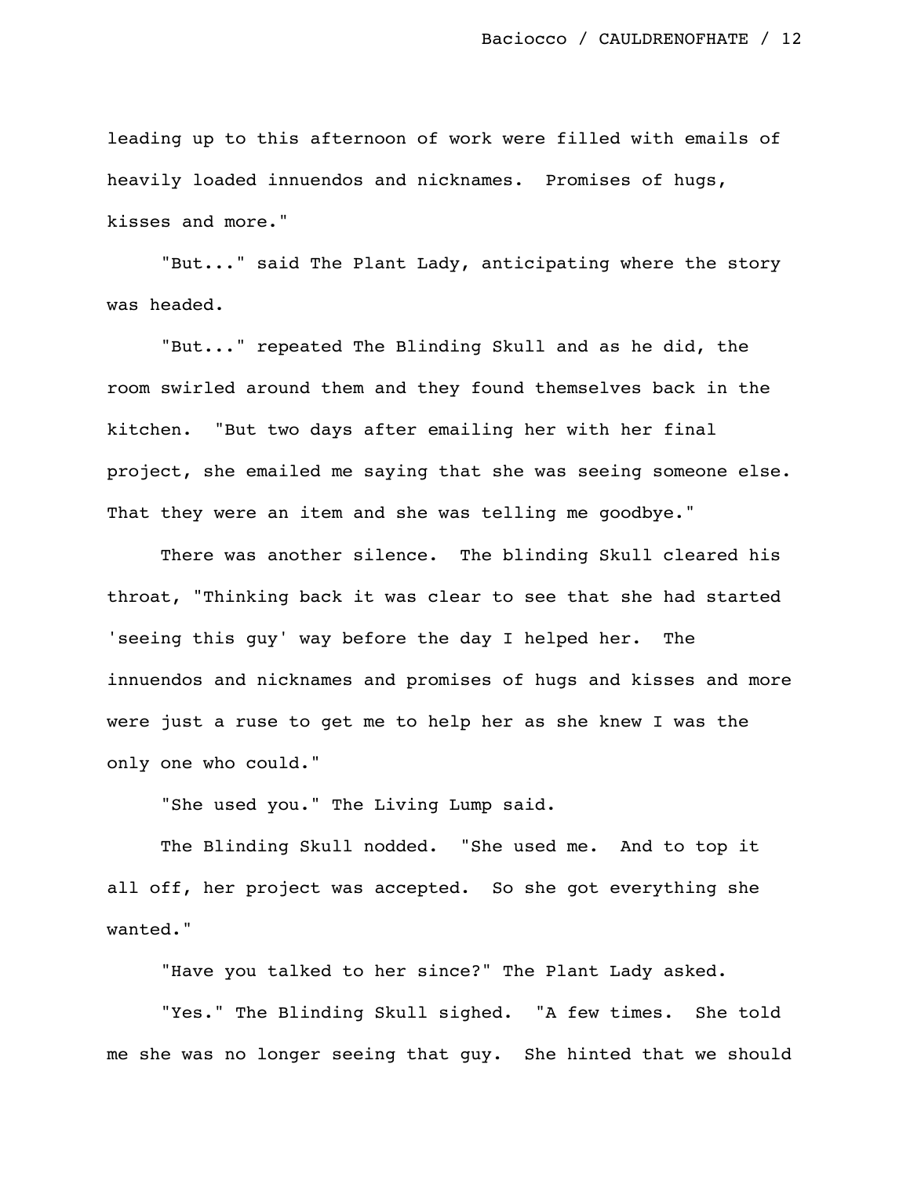leading up to this afternoon of work were filled with emails of heavily loaded innuendos and nicknames. Promises of hugs, kisses and more."

"But..." said The Plant Lady, anticipating where the story was headed.

"But..." repeated The Blinding Skull and as he did, the room swirled around them and they found themselves back in the kitchen. "But two days after emailing her with her final project, she emailed me saying that she was seeing someone else. That they were an item and she was telling me goodbye."

There was another silence. The blinding Skull cleared his throat, "Thinking back it was clear to see that she had started 'seeing this guy' way before the day I helped her. The innuendos and nicknames and promises of hugs and kisses and more were just a ruse to get me to help her as she knew I was the only one who could."

"She used you." The Living Lump said.

The Blinding Skull nodded. "She used me. And to top it all off, her project was accepted. So she got everything she wanted."

"Have you talked to her since?" The Plant Lady asked.

"Yes." The Blinding Skull sighed. "A few times. She told me she was no longer seeing that guy. She hinted that we should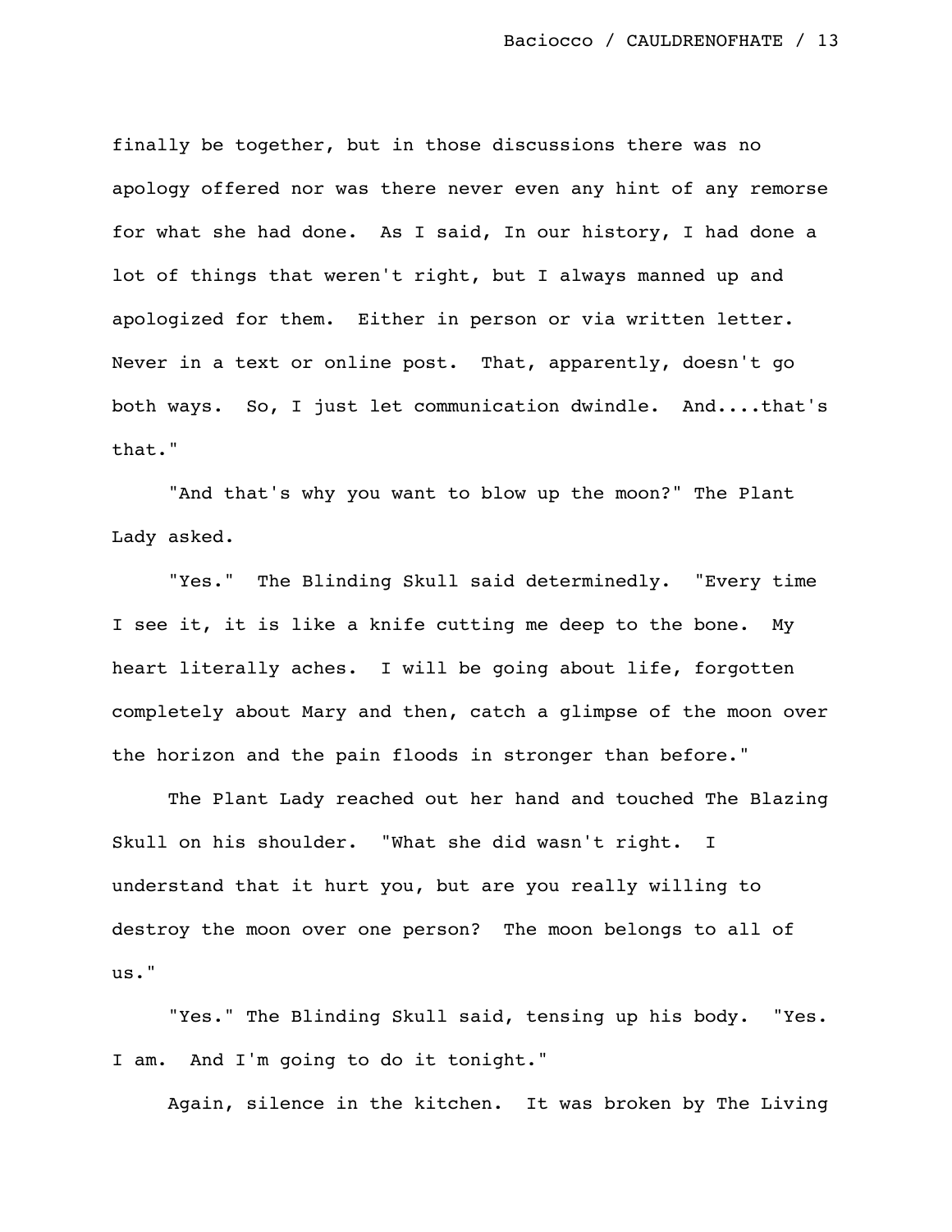finally be together, but in those discussions there was no apology offered nor was there never even any hint of any remorse for what she had done. As I said, In our history, I had done a lot of things that weren't right, but I always manned up and apologized for them. Either in person or via written letter. Never in a text or online post. That, apparently, doesn't go both ways. So, I just let communication dwindle. And....that's that."

"And that's why you want to blow up the moon?" The Plant Lady asked.

"Yes." The Blinding Skull said determinedly. "Every time I see it, it is like a knife cutting me deep to the bone. My heart literally aches. I will be going about life, forgotten completely about Mary and then, catch a glimpse of the moon over the horizon and the pain floods in stronger than before."

The Plant Lady reached out her hand and touched The Blazing Skull on his shoulder. "What she did wasn't right. I understand that it hurt you, but are you really willing to destroy the moon over one person? The moon belongs to all of us."

"Yes." The Blinding Skull said, tensing up his body. "Yes. I am. And I'm going to do it tonight."

Again, silence in the kitchen. It was broken by The Living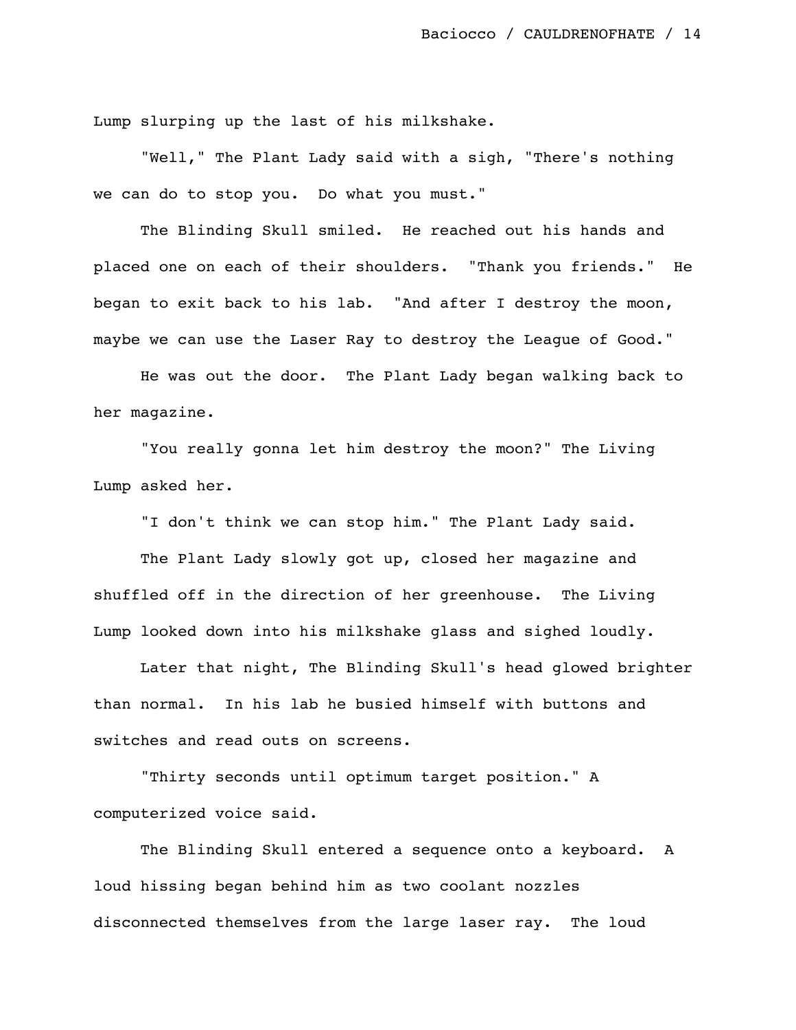Lump slurping up the last of his milkshake.

"Well," The Plant Lady said with a sigh, "There's nothing we can do to stop you. Do what you must."

The Blinding Skull smiled. He reached out his hands and placed one on each of their shoulders. "Thank you friends." He began to exit back to his lab. "And after I destroy the moon, maybe we can use the Laser Ray to destroy the League of Good."

He was out the door. The Plant Lady began walking back to her magazine.

"You really gonna let him destroy the moon?" The Living Lump asked her.

"I don't think we can stop him." The Plant Lady said.

The Plant Lady slowly got up, closed her magazine and shuffled off in the direction of her greenhouse. The Living Lump looked down into his milkshake glass and sighed loudly.

Later that night, The Blinding Skull's head glowed brighter than normal. In his lab he busied himself with buttons and switches and read outs on screens.

"Thirty seconds until optimum target position." A computerized voice said.

The Blinding Skull entered a sequence onto a keyboard. A loud hissing began behind him as two coolant nozzles disconnected themselves from the large laser ray. The loud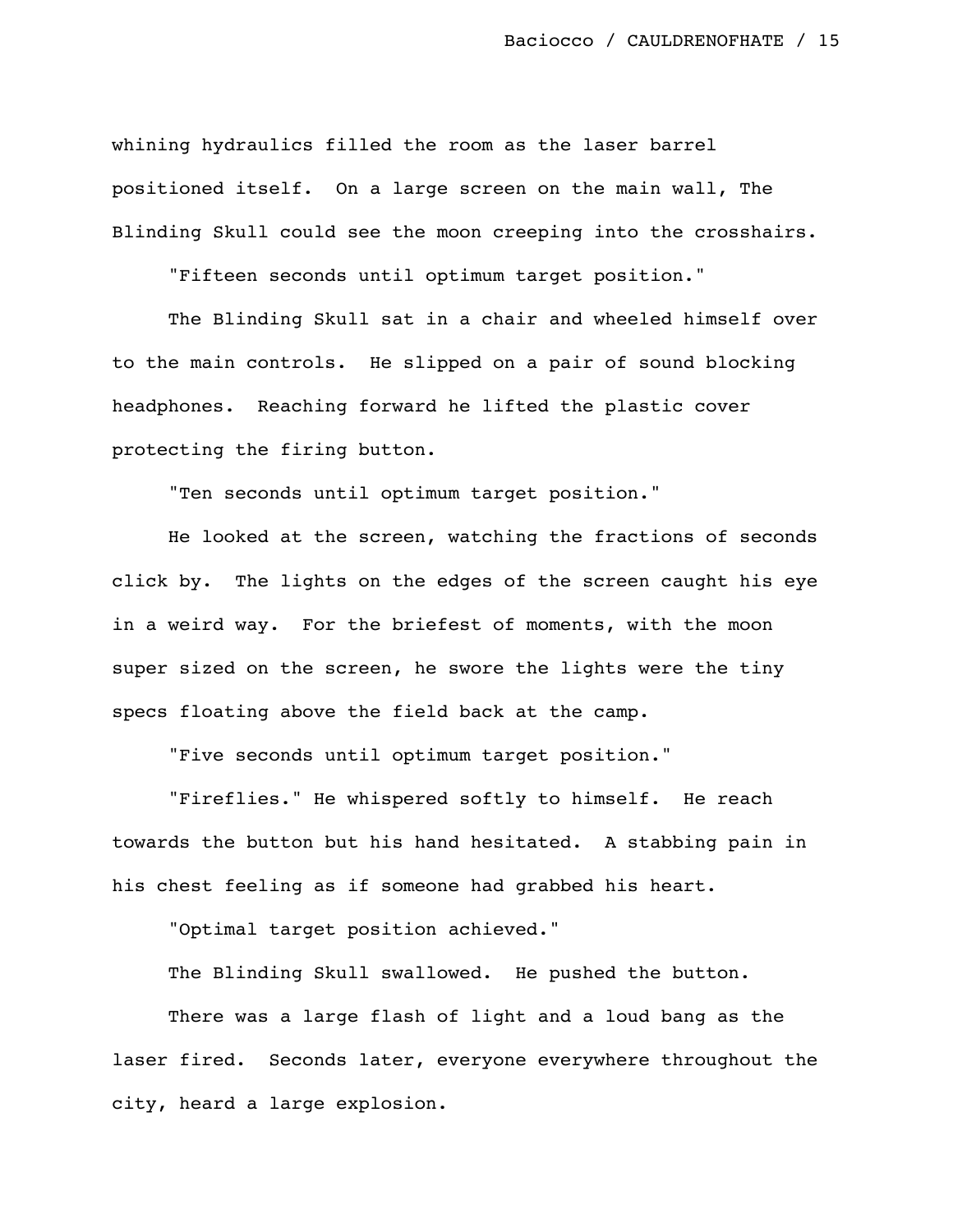whining hydraulics filled the room as the laser barrel positioned itself. On a large screen on the main wall, The Blinding Skull could see the moon creeping into the crosshairs.

"Fifteen seconds until optimum target position."

The Blinding Skull sat in a chair and wheeled himself over to the main controls. He slipped on a pair of sound blocking headphones. Reaching forward he lifted the plastic cover protecting the firing button.

"Ten seconds until optimum target position."

He looked at the screen, watching the fractions of seconds click by. The lights on the edges of the screen caught his eye in a weird way. For the briefest of moments, with the moon super sized on the screen, he swore the lights were the tiny specs floating above the field back at the camp.

"Five seconds until optimum target position."

"Fireflies." He whispered softly to himself. He reach towards the button but his hand hesitated. A stabbing pain in his chest feeling as if someone had grabbed his heart.

"Optimal target position achieved."

The Blinding Skull swallowed. He pushed the button.

There was a large flash of light and a loud bang as the laser fired. Seconds later, everyone everywhere throughout the city, heard a large explosion.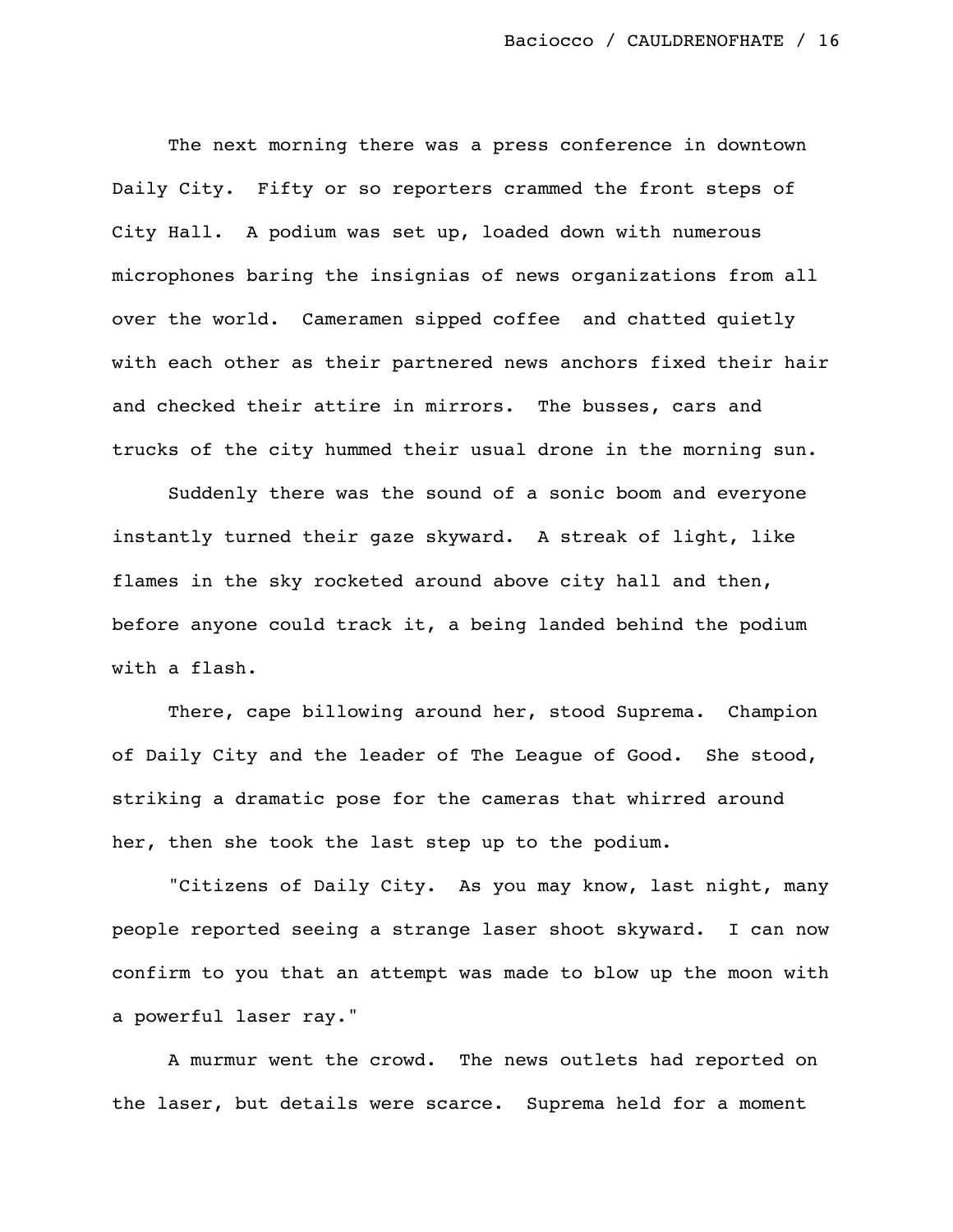The next morning there was a press conference in downtown Daily City. Fifty or so reporters crammed the front steps of City Hall. A podium was set up, loaded down with numerous microphones baring the insignias of news organizations from all over the world. Cameramen sipped coffee and chatted quietly with each other as their partnered news anchors fixed their hair and checked their attire in mirrors. The busses, cars and trucks of the city hummed their usual drone in the morning sun.

Suddenly there was the sound of a sonic boom and everyone instantly turned their gaze skyward. A streak of light, like flames in the sky rocketed around above city hall and then, before anyone could track it, a being landed behind the podium with a flash.

There, cape billowing around her, stood Suprema. Champion of Daily City and the leader of The League of Good. She stood, striking a dramatic pose for the cameras that whirred around her, then she took the last step up to the podium.

"Citizens of Daily City. As you may know, last night, many people reported seeing a strange laser shoot skyward. I can now confirm to you that an attempt was made to blow up the moon with a powerful laser ray."

A murmur went the crowd. The news outlets had reported on the laser, but details were scarce. Suprema held for a moment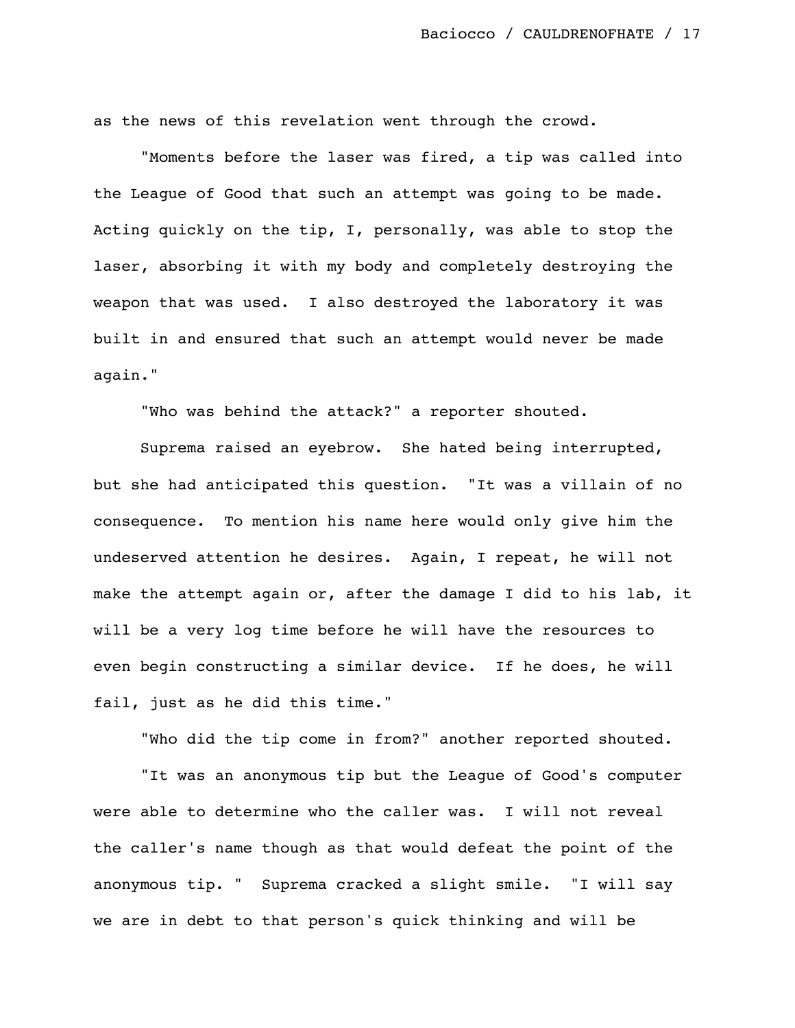as the news of this revelation went through the crowd.

"Moments before the laser was fired, a tip was called into the League of Good that such an attempt was going to be made. Acting quickly on the tip, I, personally, was able to stop the laser, absorbing it with my body and completely destroying the weapon that was used. I also destroyed the laboratory it was built in and ensured that such an attempt would never be made again."

"Who was behind the attack?" a reporter shouted.

Suprema raised an eyebrow. She hated being interrupted, but she had anticipated this question. "It was a villain of no consequence. To mention his name here would only give him the undeserved attention he desires. Again, I repeat, he will not make the attempt again or, after the damage I did to his lab, it will be a very log time before he will have the resources to even begin constructing a similar device. If he does, he will fail, just as he did this time."

"Who did the tip come in from?" another reported shouted.

"It was an anonymous tip but the League of Good's computer were able to determine who the caller was. I will not reveal the caller's name though as that would defeat the point of the anonymous tip. " Suprema cracked a slight smile. "I will say we are in debt to that person's quick thinking and will be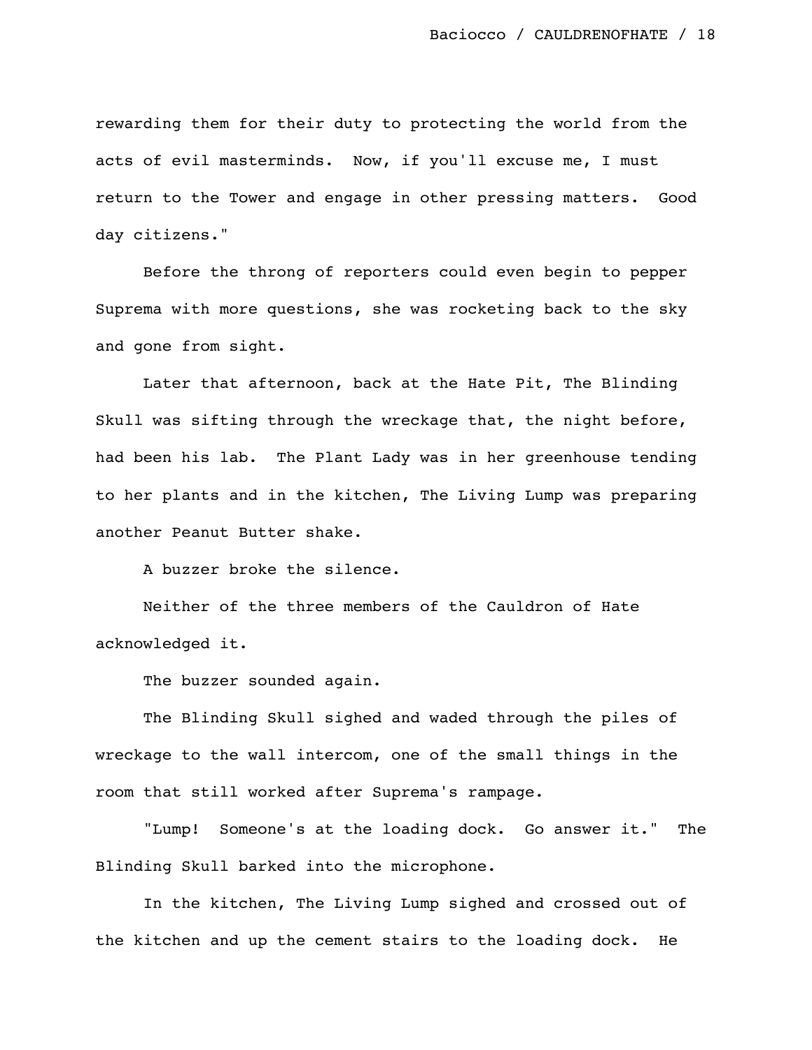rewarding them for their duty to protecting the world from the acts of evil masterminds.  Now, if you'll excuse me, I must return to the Tower and engage in other pressing matters.  Good day citizens."

Before the throng of reporters could even begin to pepper Suprema with more questions, she was rocketing back to the sky and gone from sight.

Later that afternoon, back at the Hate Pit, The Blinding Skull was sifting through the wreckage that, the night before, had been his lab.  The Plant Lady was in her greenhouse tending to her plants and in the kitchen, The Living Lump was preparing another Peanut Butter shake.

A buzzer broke the silence.

Neither of the three members of the Cauldron of Hate acknowledged it.

The buzzer sounded again.

The Blinding Skull sighed and waded through the piles of wreckage to the wall intercom, one of the small things in the room that still worked after Suprema's rampage.

"Lump!  Someone's at the loading dock.  Go answer it."  The Blinding Skull barked into the microphone.

In the kitchen, The Living Lump sighed and crossed out of the kitchen and up the cement stairs to the loading dock.  He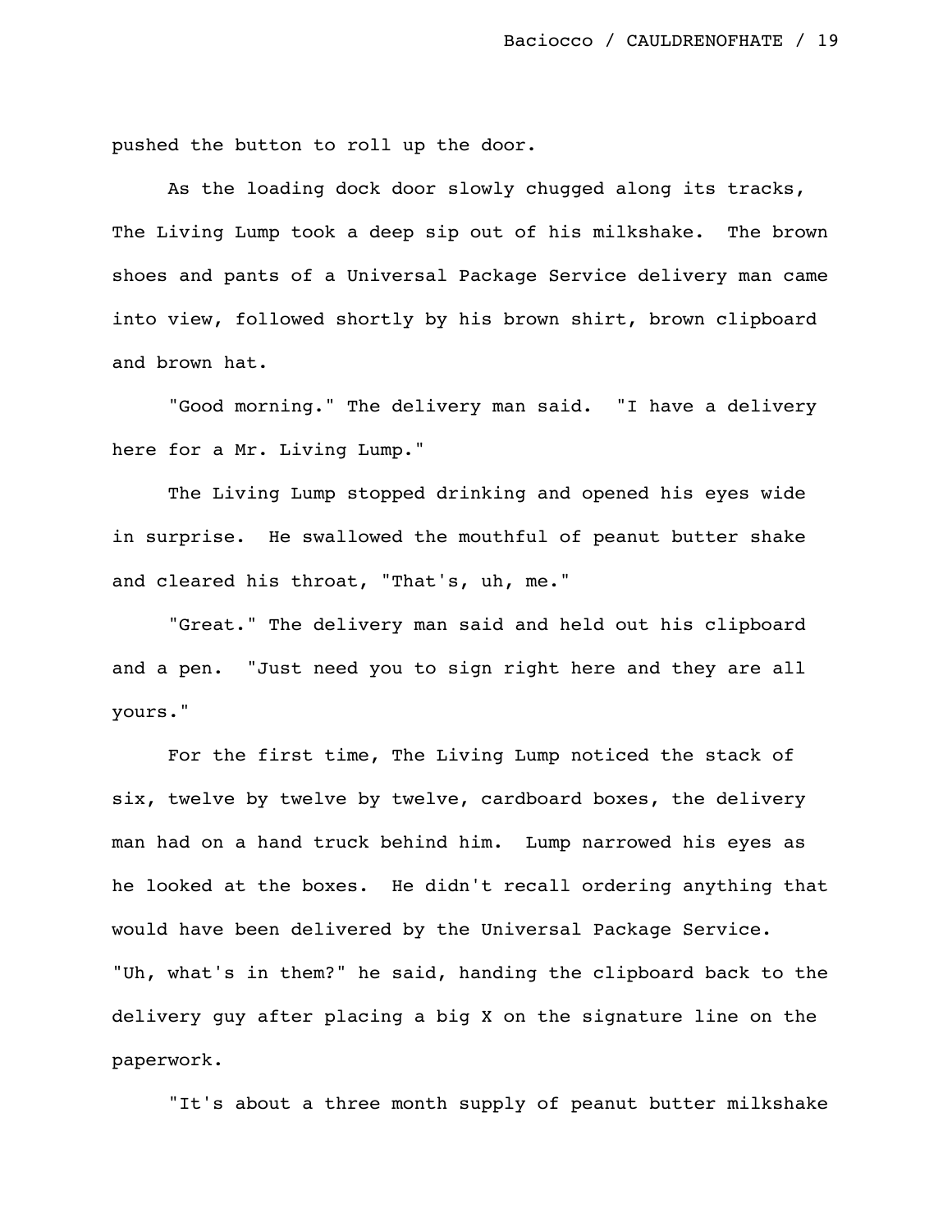pushed the button to roll up the door.

As the loading dock door slowly chugged along its tracks, The Living Lump took a deep sip out of his milkshake. The brown shoes and pants of a Universal Package Service delivery man came into view, followed shortly by his brown shirt, brown clipboard and brown hat.

"Good morning." The delivery man said. "I have a delivery here for a Mr. Living Lump."

The Living Lump stopped drinking and opened his eyes wide in surprise. He swallowed the mouthful of peanut butter shake and cleared his throat, "That's, uh, me."

"Great." The delivery man said and held out his clipboard and a pen. "Just need you to sign right here and they are all yours."

For the first time, The Living Lump noticed the stack of six, twelve by twelve by twelve, cardboard boxes, the delivery man had on a hand truck behind him. Lump narrowed his eyes as he looked at the boxes. He didn't recall ordering anything that would have been delivered by the Universal Package Service. "Uh, what's in them?" he said, handing the clipboard back to the delivery guy after placing a big X on the signature line on the paperwork.

"It's about a three month supply of peanut butter milkshake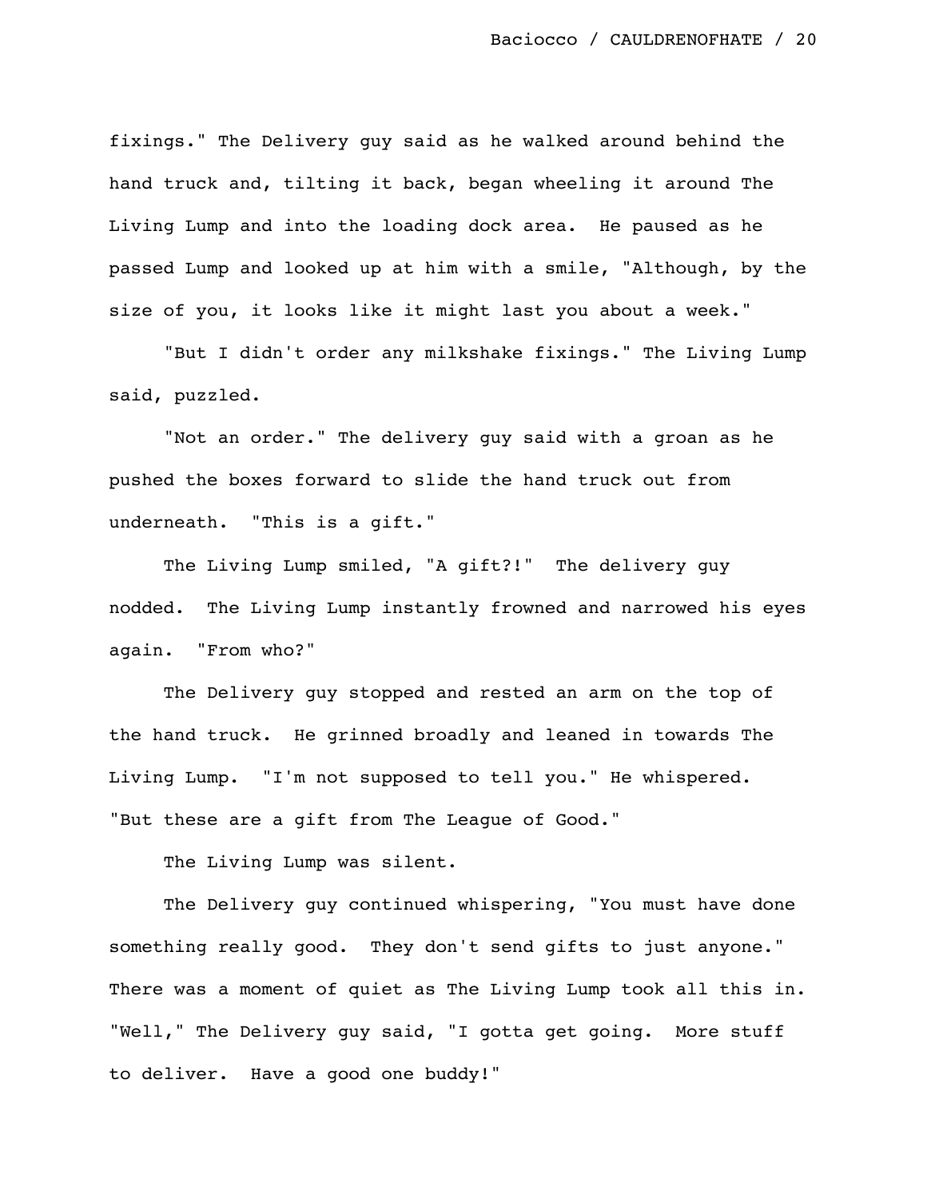fixings." The Delivery guy said as he walked around behind the hand truck and, tilting it back, began wheeling it around The Living Lump and into the loading dock area. He paused as he passed Lump and looked up at him with a smile, "Although, by the size of you, it looks like it might last you about a week."

"But I didn't order any milkshake fixings." The Living Lump said, puzzled.

"Not an order." The delivery guy said with a groan as he pushed the boxes forward to slide the hand truck out from underneath. "This is a gift."

The Living Lump smiled, "A gift?!" The delivery guy nodded. The Living Lump instantly frowned and narrowed his eyes again. "From who?"

The Delivery guy stopped and rested an arm on the top of the hand truck. He grinned broadly and leaned in towards The Living Lump. "I'm not supposed to tell you." He whispered. "But these are a gift from The League of Good."

The Living Lump was silent.

The Delivery guy continued whispering, "You must have done something really good. They don't send gifts to just anyone." There was a moment of quiet as The Living Lump took all this in. "Well," The Delivery guy said, "I gotta get going. More stuff to deliver. Have a good one buddy!"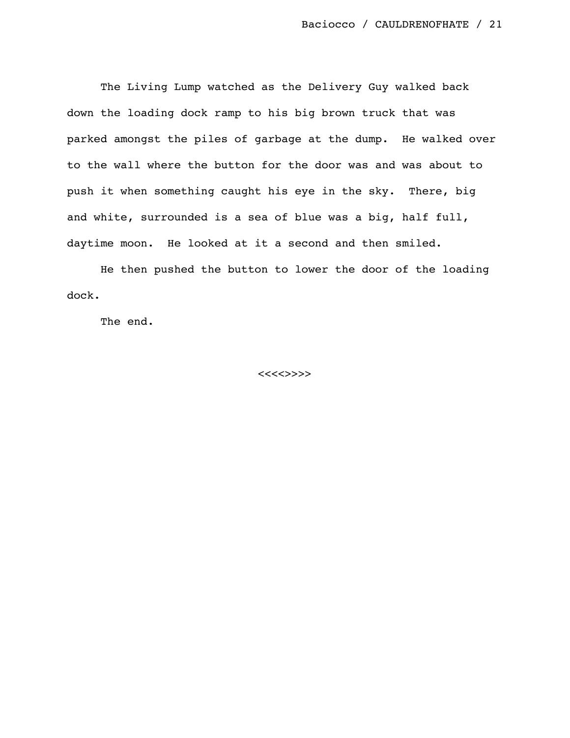The Living Lump watched as the Delivery Guy walked back down the loading dock ramp to his big brown truck that was parked amongst the piles of garbage at the dump. He walked over to the wall where the button for the door was and was about to push it when something caught his eye in the sky. There, big and white, surrounded is a sea of blue was a big, half full, daytime moon. He looked at it a second and then smiled.

He then pushed the button to lower the door of the loading dock.

The end.

<<<<>>>>